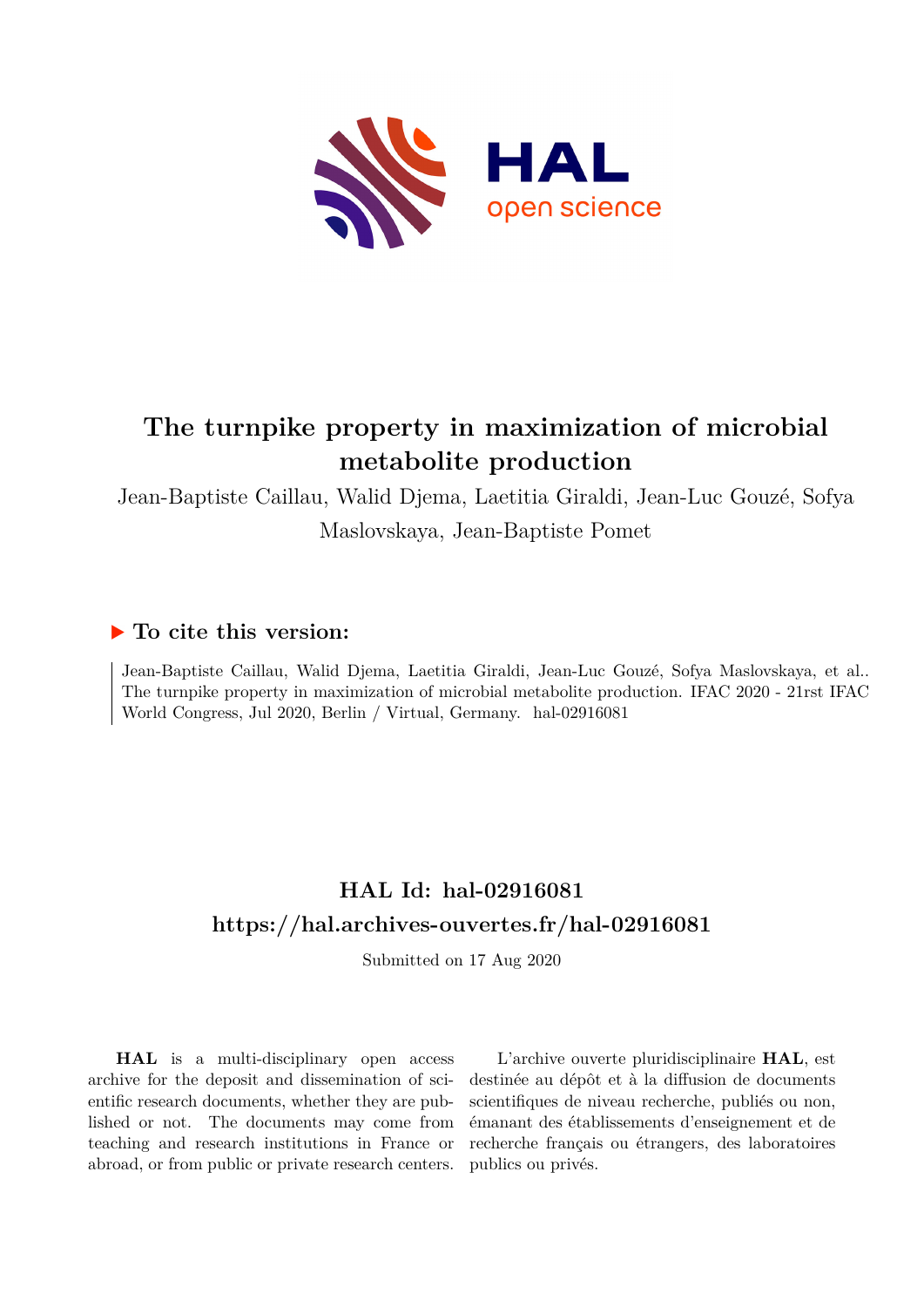# The turnpike property in maximization of microbial metabolite production

Jean-Baptiste Caillau, Walid Djema, Laetitia Giraldi, Jean-Luc Gouzé, Sofya Maslovskaya, Jean-Baptiste Pomet

## ▶ To cite this version:

Jean-Baptiste Caillau, Walid Djema, Laetitia Giraldi, Jean-Luc Gouzé, Sofya Maslovskaya, et al.. The turnpike property in maximization of microbial metabolite production. IFAC 2020 - 21rst IFAC World Congress, Jul 2020, Berlin / Virtual, Germany. hal-02916081

## HAL Id: hal-02916081

## https://hal.archives-ouvertes.fr/hal-02916081

Submitted on 17 Aug 2020

**HAL** is a multi-disciplinary open access archive for the deposit and dissemination of scientific research documents, whether they are published or not. The documents may come from teaching and research institutions in France or abroad, or from public or private research centers.

L'archive ouverte pluridisciplinaire **HAL**, est destinée au dépôt et à la diffusion de documents scientifiques de niveau recherche, publiés ou non, émanant des établissements d'enseignement et de recherche français ou étrangers, des laboratoires publics ou privés.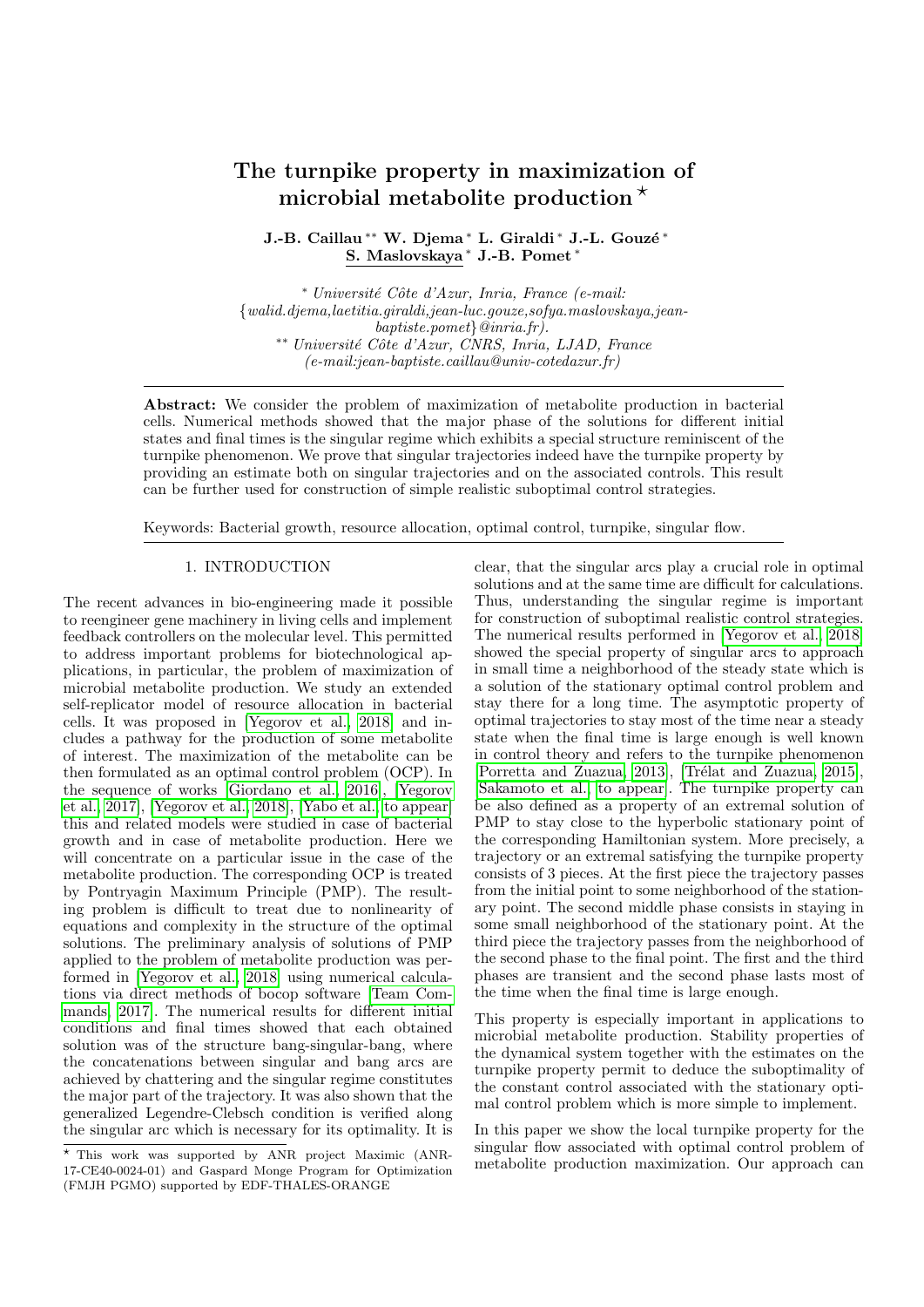# The turnpike property in maximization of microbial metabolite production ⋆

**J.-B. Caillau** ** **W. Djema** * **L. Giraldi** * **J.-L. Gouzé** * **S. Maslovskaya** * **J.-B. Pomet** *

\* *Université Côte d'Azur, Inria, France (e-mail: {walid.djema,laetitia.giraldi,jean-luc.gouze,sofya.maslovskaya,jean-baptiste.pomet}@inria.fr).*
\*\* *Université Côte d'Azur, CNRS, Inria, LJAD, France (e-mail:jean-baptiste.caillau@univ-cotedazur.fr)*

**Abstract:** We consider the problem of maximization of metabolite production in bacterial cells. Numerical methods showed that the major phase of the solutions for different initial states and final times is the singular regime which exhibits a special structure reminiscent of the turnpike phenomenon. We prove that singular trajectories indeed have the turnpike property by providing an estimate both on singular trajectories and on the associated controls. This result can be further used for construction of simple realistic suboptimal control strategies.

Keywords: Bacterial growth, resource allocation, optimal control, turnpike, singular flow.

## 1. INTRODUCTION

The recent advances in bio-engineering made it possible to reengineer gene machinery in living cells and implement feedback controllers on the molecular level. This permitted to address important problems for biotechnological applications, in particular, the problem of maximization of microbial metabolite production. We study an extended self-replicator model of resource allocation in bacterial cells. It was proposed in [Yegorov et al., 2018] and includes a pathway for the production of some metabolite of interest. The maximization of the metabolite can be then formulated as an optimal control problem (OCP). In the sequence of works [Giordano et al., 2016], [Yegorov et al., 2017], [Yegorov et al., 2018], [Yabo et al., to appear] this and related models were studied in case of bacterial growth and in case of metabolite production. Here we will concentrate on a particular issue in the case of the metabolite production. The corresponding OCP is treated by Pontryagin Maximum Principle (PMP). The resulting problem is difficult to treat due to nonlinearity of equations and complexity in the structure of the optimal solutions. The preliminary analysis of solutions of PMP applied to the problem of metabolite production was performed in [Yegorov et al., 2018] using numerical calculations via direct methods of bocop software [Team Commands, 2017]. The numerical results for different initial conditions and final times showed that each obtained solution was of the structure bang-singular-bang, where the concatenations between singular and bang arcs are achieved by chattering and the singular regime constitutes the major part of the trajectory. It was also shown that the generalized Legendre-Clebsch condition is verified along the singular arc which is necessary for its optimality. It is clear, that the singular arcs play a crucial role in optimal solutions and at the same time are difficult for calculations. Thus, understanding the singular regime is important for construction of suboptimal realistic control strategies. The numerical results performed in [Yegorov et al., 2018] showed the special property of singular arcs to approach in small time a neighborhood of the steady state which is a solution of the stationary optimal control problem and stay there for a long time. The asymptotic property of optimal trajectories to stay most of the time near a steady state when the final time is large enough is well known in control theory and refers to the turnpike phenomenon [Porretta and Zuazua, 2013], [Trélat and Zuazua, 2015], [Sakamoto et al., to appear]. The turnpike property can be also defined as a property of an extremal solution of PMP to stay close to the hyperbolic stationary point of the corresponding Hamiltonian system. More precisely, a trajectory or an extremal satisfying the turnpike property consists of 3 pieces. At the first piece the trajectory passes from the initial point to some neighborhood of the stationary point. The second middle phase consists in staying in some small neighborhood of the stationary point. At the third piece the trajectory passes from the neighborhood of the second phase to the final point. The first and the third phases are transient and the second phase lasts most of the time when the final time is large enough.

This property is especially important in applications to microbial metabolite production. Stability properties of the dynamical system together with the estimates on the turnpike property permit to deduce the suboptimality of the constant control associated with the stationary optimal control problem which is more simple to implement.

In this paper we show the local turnpike property for the singular flow associated with optimal control problem of metabolite production maximization. Our approach can

⋆ This work was supported by ANR project Maximic (ANR-17-CE40-0024-01) and Gaspard Monge Program for Optimization (FMJH PGMO) supported by EDF-THALES-ORANGE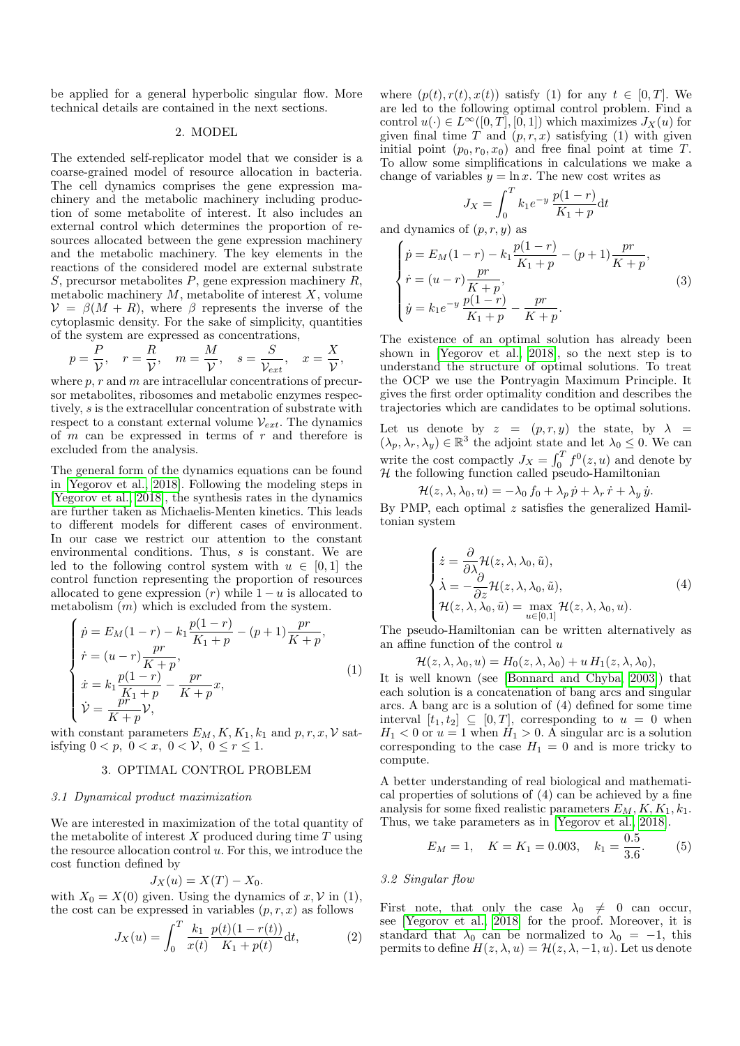be applied for a general hyperbolic singular flow. More technical details are contained in the next sections.

## 2. MODEL

The extended self-replicator model that we consider is a coarse-grained model of resource allocation in bacteria. The cell dynamics comprises the gene expression machinery and the metabolic machinery including production of some metabolite of interest. It also includes an external control which determines the proportion of resources allocated between the gene expression machinery and the metabolic machinery. The key elements in the reactions of the considered model are external substrate $S$, precursor metabolites $P$, gene expression machinery $R$, metabolic machinery $M$, metabolite of interest $X$, volume $\mathcal{V} = \beta(M + R)$, where $\beta$ represents the inverse of the cytoplasmic density. For the sake of simplicity, quantities of the system are expressed as concentrations,

$$p = \frac{P}{\mathcal{V}}, \quad r = \frac{R}{\mathcal{V}}, \quad m = \frac{M}{\mathcal{V}}, \quad s = \frac{S}{\mathcal{V}_{ext}}, \quad x = \frac{X}{\mathcal{V}},$$

where $p, r$ and $m$ are intracellular concentrations of precursor metabolites, ribosomes and metabolic enzymes respectively, $s$ is the extracellular concentration of substrate with respect to a constant external volume $\mathcal{V}_{ext}$. The dynamics of $m$ can be expressed in terms of $r$ and therefore is excluded from the analysis.

The general form of the dynamics equations can be found in [Yegorov et al., 2018]. Following the modeling steps in [Yegorov et al., 2018], the synthesis rates in the dynamics are further taken as Michaelis-Menten kinetics. This leads to different models for different cases of environment. In our case we restrict our attention to the constant environmental conditions. Thus, $s$ is constant. We are led to the following control system with $u \in [0, 1]$ the control function representing the proportion of resources allocated to gene expression ($r$) while $1 - u$ is allocated to metabolism ($m$) which is excluded from the system.

$$\begin{cases} \dot{p} = E_M(1-r) - k_1\dfrac{p(1-r)}{K_1+p} - (p+1)\dfrac{pr}{K+p}, \\ \dot{r} = (u-r)\dfrac{pr}{K+p}, \\ \dot{x} = k_1\dfrac{p(1-r)}{K_1+p} - \dfrac{pr}{K+p}x, \\ \dot{\mathcal{V}} = \dfrac{pr}{K+p}\mathcal{V}, \end{cases} \tag{1}$$

with constant parameters $E_M, K, K_1, k_1$ and $p, r, x, \mathcal{V}$ satisfying $0 < p,\ 0 < x,\ 0 < \mathcal{V},\ 0 \le r \le 1$.

## 3. OPTIMAL CONTROL PROBLEM

### 3.1 Dynamical product maximization

We are interested in maximization of the total quantity of the metabolite of interest $X$ produced during time $T$ using the resource allocation control $u$. For this, we introduce the cost function defined by

$$J_X(u) = X(T) - X_0.$$

with $X_0 = X(0)$ given. Using the dynamics of $x, \mathcal{V}$ in (1), the cost can be expressed in variables $(p, r, x)$ as follows

$$J_X(u) = \int_0^T \frac{k_1}{x(t)}\frac{p(t)(1-r(t))}{K_1+p(t)}\mathrm{d}t, \tag{2}$$

where $(p(t), r(t), x(t))$ satisfy (1) for any $t \in [0, T]$. We are led to the following optimal control problem. Find a control $u(\cdot) \in L^\infty([0,T],[0,1])$ which maximizes $J_X(u)$ for given final time $T$ and $(p, r, x)$ satisfying (1) with given initial point $(p_0, r_0, x_0)$ and free final point at time $T$. To allow some simplifications in calculations we make a change of variables $y = \ln x$. The new cost writes as

$$J_X = \int_0^T k_1 e^{-y}\frac{p(1-r)}{K_1+p}\mathrm{d}t$$

and dynamics of $(p, r, y)$ as

$$\begin{cases} \dot{p} = E_M(1-r) - k_1\dfrac{p(1-r)}{K_1+p} - (p+1)\dfrac{pr}{K+p}, \\ \dot{r} = (u-r)\dfrac{pr}{K+p}, \\ \dot{y} = k_1 e^{-y}\dfrac{p(1-r)}{K_1+p} - \dfrac{pr}{K+p}. \end{cases} \tag{3}$$

The existence of an optimal solution has already been shown in [Yegorov et al., 2018], so the next step is to understand the structure of optimal solutions. To treat the OCP we use the Pontryagin Maximum Principle. It gives the first order optimality condition and describes the trajectories which are candidates to be optimal solutions.

Let us denote by $z = (p, r, y)$ the state, by $\lambda = (\lambda_p, \lambda_r, \lambda_y) \in \mathbb{R}^3$ the adjoint state and let $\lambda_0 \le 0$. We can write the cost compactly $J_X = \int_0^T f^0(z, u)$ and denote by $\mathcal{H}$ the following function called pseudo-Hamiltonian

$$\mathcal{H}(z, \lambda, \lambda_0, u) = -\lambda_0 f_0 + \lambda_p \dot{p} + \lambda_r \dot{r} + \lambda_y \dot{y}.$$

By PMP, each optimal $z$ satisfies the generalized Hamiltonian system

$$\begin{cases} \dot{z} = \dfrac{\partial}{\partial \lambda}\mathcal{H}(z, \lambda, \lambda_0, \tilde{u}), \\ \dot{\lambda} = -\dfrac{\partial}{\partial z}\mathcal{H}(z, \lambda, \lambda_0, \tilde{u}), \\ \mathcal{H}(z, \lambda, \lambda_0, \tilde{u}) = \max\limits_{u \in [0,1]} \mathcal{H}(z, \lambda, \lambda_0, u). \end{cases} \tag{4}$$

The pseudo-Hamiltonian can be written alternatively as an affine function of the control $u$

$$\mathcal{H}(z, \lambda, \lambda_0, u) = H_0(z, \lambda, \lambda_0) + u\, H_1(z, \lambda, \lambda_0),$$

It is well known (see [Bonnard and Chyba, 2003]) that each solution is a concatenation of bang arcs and singular arcs. A bang arc is a solution of (4) defined for some time interval $[t_1, t_2] \subseteq [0, T]$, corresponding to $u = 0$ when $H_1 < 0$ or $u = 1$ when $H_1 > 0$. A singular arc is a solution corresponding to the case $H_1 = 0$ and is more tricky to compute.

A better understanding of real biological and mathematical properties of solutions of (4) can be achieved by a fine analysis for some fixed realistic parameters $E_M, K, K_1, k_1$. Thus, we take parameters as in [Yegorov et al., 2018].

$$E_M = 1, \quad K = K_1 = 0.003, \quad k_1 = \frac{0.5}{3.6}. \tag{5}$$

### 3.2 Singular flow

First note, that only the case $\lambda_0 \neq 0$ can occur, see [Yegorov et al., 2018] for the proof. Moreover, it is standard that $\lambda_0$ can be normalized to $\lambda_0 = -1$, this permits to define $H(z, \lambda, u) = \mathcal{H}(z, \lambda, -1, u)$. Let us denote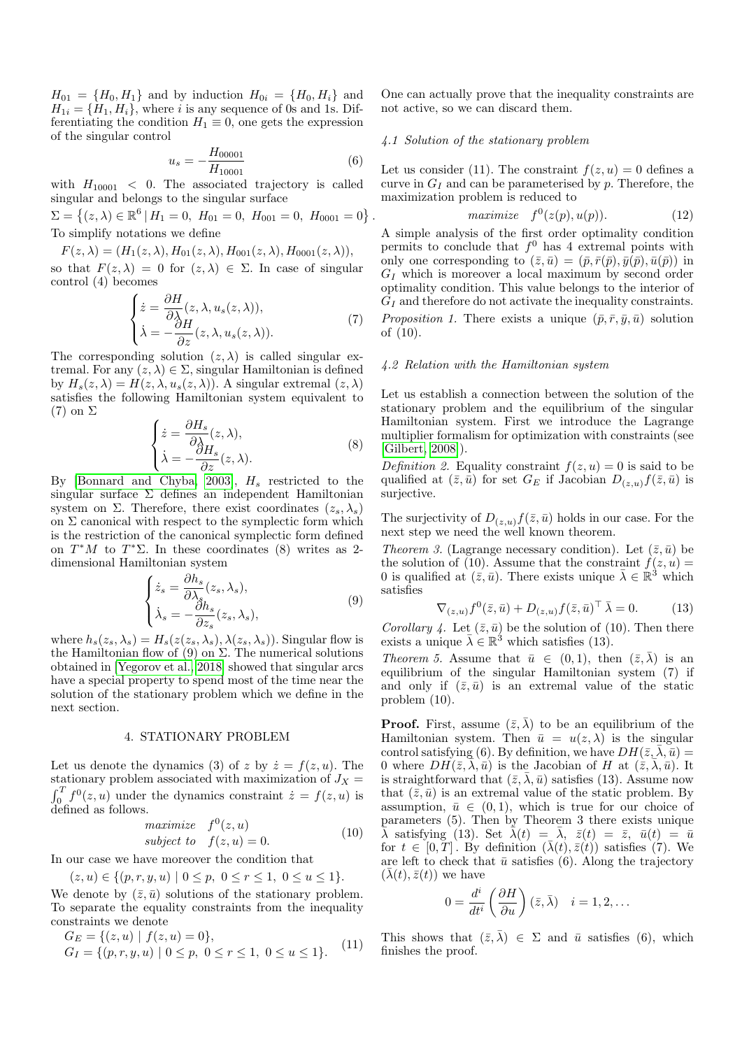$H_{01} = \{H_0, H_1\}$ and by induction $H_{0i} = \{H_0, H_i\}$ and $H_{1i} = \{H_1, H_i\}$, where $i$ is any sequence of 0s and 1s. Differentiating the condition $H_1 \equiv 0$, one gets the expression of the singular control

$$u_s = -\frac{H_{00001}}{H_{10001}} \tag{6}$$

with $H_{10001} < 0$. The associated trajectory is called singular and belongs to the singular surface

$$\Sigma = \left\{(z,\lambda) \in \mathbb{R}^6 \mid H_1 = 0,\ H_{01} = 0,\ H_{001} = 0,\ H_{0001} = 0\right\}.$$

To simplify notations we define

$$F(z,\lambda) = (H_1(z,\lambda), H_{01}(z,\lambda), H_{001}(z,\lambda), H_{0001}(z,\lambda)),$$

so that $F(z,\lambda) = 0$ for $(z,\lambda) \in \Sigma$. In case of singular control (4) becomes

$$\begin{cases} \dot{z} = \dfrac{\partial H}{\partial \lambda}(z,\lambda,u_s(z,\lambda)), \\ \dot{\lambda} = -\dfrac{\partial H}{\partial z}(z,\lambda,u_s(z,\lambda)). \end{cases} \tag{7}$$

The corresponding solution $(z,\lambda)$ is called singular extremal. For any $(z,\lambda) \in \Sigma$, singular Hamiltonian is defined by $H_s(z,\lambda) = H(z,\lambda,u_s(z,\lambda))$. A singular extremal $(z,\lambda)$ satisfies the following Hamiltonian system equivalent to (7) on $\Sigma$

$$\begin{cases} \dot{z} = \dfrac{\partial H_s}{\partial \lambda}(z,\lambda), \\ \dot{\lambda} = -\dfrac{\partial H_s}{\partial z}(z,\lambda). \end{cases} \tag{8}$$

By [Bonnard and Chyba, 2003], $H_s$ restricted to the singular surface $\Sigma$ defines an independent Hamiltonian system on $\Sigma$. Therefore, there exist coordinates $(z_s, \lambda_s)$ on $\Sigma$ canonical with respect to the symplectic form which is the restriction of the canonical symplectic form defined on $T^*M$ to $T^*\Sigma$. In these coordinates (8) writes as 2-dimensional Hamiltonian system

$$\begin{cases} \dot{z}_s = \dfrac{\partial h_s}{\partial \lambda_s}(z_s,\lambda_s), \\ \dot{\lambda}_s = -\dfrac{\partial h_s}{\partial z_s}(z_s,\lambda_s), \end{cases} \tag{9}$$

where $h_s(z_s,\lambda_s) = H_s(z(z_s,\lambda_s), \lambda(z_s,\lambda_s))$. Singular flow is the Hamiltonian flow of (9) on $\Sigma$. The numerical solutions obtained in [Yegorov et al., 2018] showed that singular arcs have a special property to spend most of the time near the solution of the stationary problem which we define in the next section.

## 4. STATIONARY PROBLEM

Let us denote the dynamics (3) of $z$ by $\dot{z} = f(z,u)$. The stationary problem associated with maximization of $J_X = \int_0^T f^0(z,u)$ under the dynamics constraint $\dot{z} = f(z,u)$ is defined as follows.

$$\begin{aligned} &maximize \quad f^0(z,u) \\ &subject\ to \quad f(z,u) = 0. \end{aligned} \tag{10}$$

In our case we have moreover the condition that

$$(z,u) \in \{(p,r,y,u) \mid 0 \le p,\ 0 \le r \le 1,\ 0 \le u \le 1\}.$$

We denote by $(\bar{z},\bar{u})$ solutions of the stationary problem. To separate the equality constraints from the inequality constraints we denote

$$\begin{aligned} G_E &= \{(z,u) \mid f(z,u) = 0\}, \\ G_I &= \{(p,r,y,u) \mid 0 \le p,\ 0 \le r \le 1,\ 0 \le u \le 1\}. \end{aligned} \tag{11}$$

One can actually prove that the inequality constraints are not active, so we can discard them.

### *4.1 Solution of the stationary problem*

Let us consider (11). The constraint $f(z,u) = 0$ defines a curve in $G_I$ and can be parameterised by $p$. Therefore, the maximization problem is reduced to

$$maximize \quad f^0(z(p), u(p)). \tag{12}$$

A simple analysis of the first order optimality condition permits to conclude that $f^0$ has 4 extremal points with only one corresponding to $(\bar{z},\bar{u}) = (\bar{p}, \bar{r}(\bar{p}), \bar{y}(\bar{p}), \bar{u}(\bar{p}))$ in $G_I$ which is moreover a local maximum by second order optimality condition. This value belongs to the interior of $G_I$ and therefore do not activate the inequality constraints.

*Proposition 1.* There exists a unique $(\bar{p},\bar{r},\bar{y},\bar{u})$ solution of (10).

### *4.2 Relation with the Hamiltonian system*

Let us establish a connection between the solution of the stationary problem and the equilibrium of the singular Hamiltonian system. First we introduce the Lagrange multiplier formalism for optimization with constraints (see [Gilbert, 2008]).

*Definition 2.* Equality constraint $f(z,u) = 0$ is said to be qualified at $(\bar{z},\bar{u})$ for set $G_E$ if Jacobian $D_{(z,u)}f(\bar{z},\bar{u})$ is surjective.

The surjectivity of $D_{(z,u)}f(\bar{z},\bar{u})$ holds in our case. For the next step we need the well known theorem.

*Theorem 3.* (Lagrange necessary condition). Let $(\bar{z},\bar{u})$ be the solution of (10). Assume that the constraint $f(z,u) = 0$ is qualified at $(\bar{z},\bar{u})$. There exists unique $\bar{\lambda} \in \mathbb{R}^3$ which satisfies

$$\nabla_{(z,u)} f^0(\bar{z},\bar{u}) + D_{(z,u)} f(\bar{z},\bar{u})^\top \bar{\lambda} = 0. \tag{13}$$

*Corollary 4.* Let $(\bar{z},\bar{u})$ be the solution of (10). Then there exists a unique $\bar{\lambda} \in \mathbb{R}^3$ which satisfies (13).

*Theorem 5.* Assume that $\bar{u} \in (0,1)$, then $(\bar{z},\bar{\lambda})$ is an equilibrium of the singular Hamiltonian system (7) if and only if $(\bar{z},\bar{u})$ is an extremal value of the static problem (10).

**Proof.** First, assume $(\bar{z},\bar{\lambda})$ to be an equilibrium of the Hamiltonian system. Then $\bar{u} = u(z,\lambda)$ is the singular control satisfying (6). By definition, we have $DH(\bar{z},\bar{\lambda},\bar{u}) = 0$ where $DH(\bar{z},\bar{\lambda},\bar{u})$ is the Jacobian of $H$ at $(\bar{z},\bar{\lambda},\bar{u})$. It is straightforward that $(\bar{z},\bar{\lambda},\bar{u})$ satisfies (13). Assume now that $(\bar{z},\bar{u})$ is an extremal value of the static problem. By assumption, $\bar{u} \in (0,1)$, which is true for our choice of parameters (5). Then by Theorem 3 there exists unique $\bar{\lambda}$ satisfying (13). Set $\bar{\lambda}(t) = \bar{\lambda}$, $\bar{z}(t) = \bar{z}$, $\bar{u}(t) = \bar{u}$ for $t \in [0,T]$. By definition $(\bar{\lambda}(t), \bar{z}(t))$ satisfies (7). We are left to check that $\bar{u}$ satisfies (6). Along the trajectory $(\bar{\lambda}(t), \bar{z}(t))$ we have

$$0 = \frac{d^i}{dt^i}\left(\frac{\partial H}{\partial u}\right)(\bar{z},\bar{\lambda}) \quad i = 1,2,\ldots$$

This shows that $(\bar{z},\bar{\lambda}) \in \Sigma$ and $\bar{u}$ satisfies (6), which finishes the proof.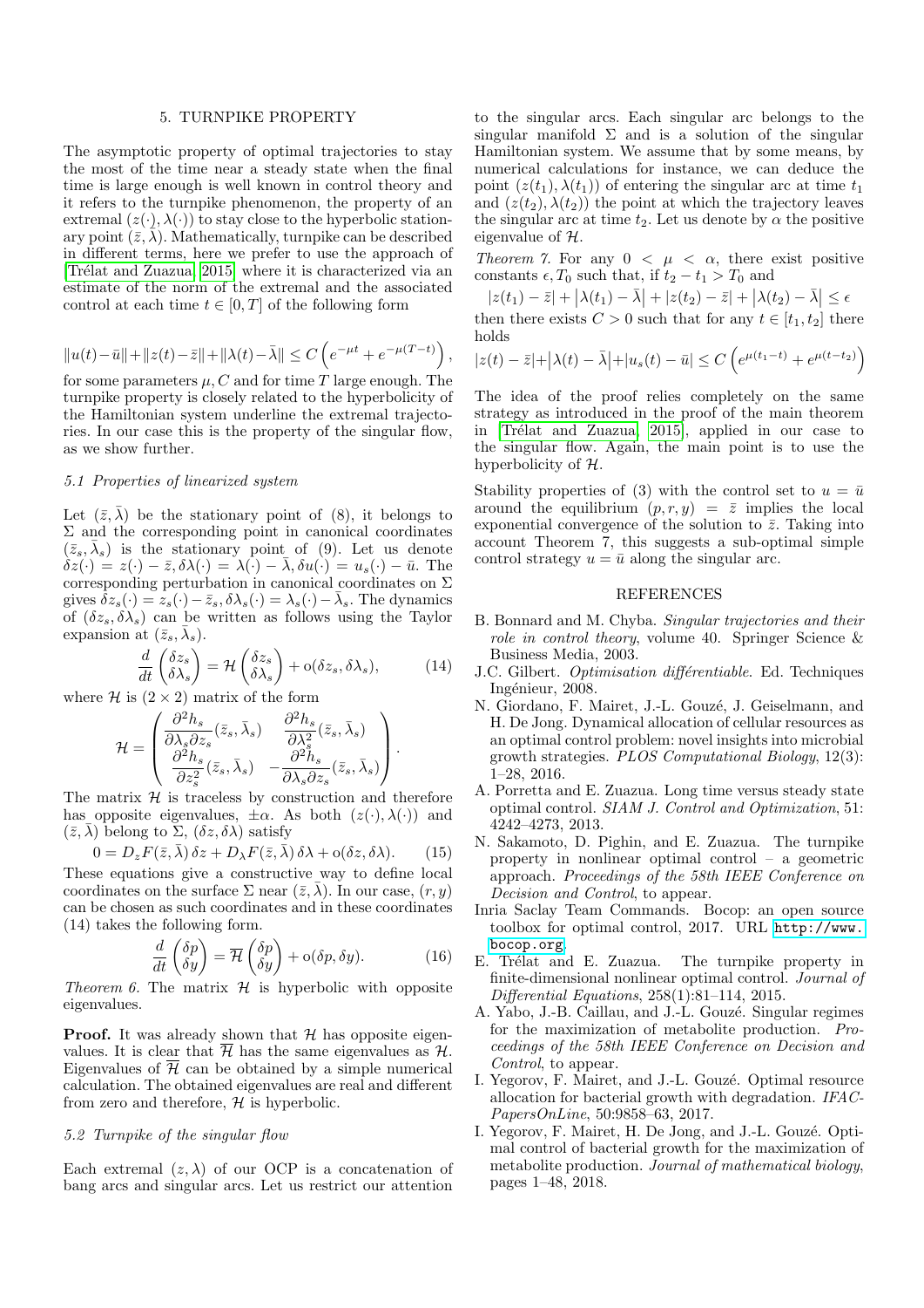## 5. TURNPIKE PROPERTY

The asymptotic property of optimal trajectories to stay the most of the time near a steady state when the final time is large enough is well known in control theory and it refers to the turnpike phenomenon, the property of an extremal $(z(\cdot), \lambda(\cdot))$ to stay close to the hyperbolic stationary point $(\bar{z}, \bar{\lambda})$. Mathematically, turnpike can be described in different terms, here we prefer to use the approach of [Trélat and Zuazua, 2015] where it is characterized via an estimate of the norm of the extremal and the associated control at each time $t \in [0, T]$ of the following form

$$\|u(t)-\bar{u}\|+\|z(t)-\bar{z}\|+\|\lambda(t)-\bar{\lambda}\| \leq C\left(e^{-\mu t}+e^{-\mu(T-t)}\right),$$

for some parameters $\mu, C$ and for time $T$ large enough. The turnpike property is closely related to the hyperbolicity of the Hamiltonian system underline the extremal trajectories. In our case this is the property of the singular flow, as we show further.

### 5.1 Properties of linearized system

Let $(\bar{z}, \bar{\lambda})$ be the stationary point of (8), it belongs to $\Sigma$ and the corresponding point in canonical coordinates $(\bar{z}_s, \bar{\lambda}_s)$ is the stationary point of (9). Let us denote $\delta z(\cdot) = z(\cdot) - \bar{z}, \delta\lambda(\cdot) = \lambda(\cdot) - \bar{\lambda}, \delta u(\cdot) = u_s(\cdot) - \bar{u}$. The corresponding perturbation in canonical coordinates on $\Sigma$ gives $\delta z_s(\cdot) = z_s(\cdot) - \bar{z}_s, \delta\lambda_s(\cdot) = \lambda_s(\cdot) - \bar{\lambda}_s$. The dynamics of $(\delta z_s, \delta\lambda_s)$ can be written as follows using the Taylor expansion at $(\bar{z}_s, \bar{\lambda}_s)$.

$$\frac{d}{dt}\begin{pmatrix}\delta z_s\\ \delta\lambda_s\end{pmatrix} = \mathcal{H}\begin{pmatrix}\delta z_s\\ \delta\lambda_s\end{pmatrix} + \mathrm{o}(\delta z_s, \delta\lambda_s), \tag{14}$$

where $\mathcal{H}$ is $(2\times 2)$ matrix of the form

$$\mathcal{H} = \begin{pmatrix} \dfrac{\partial^2 h_s}{\partial\lambda_s\partial z_s}(\bar{z}_s, \bar{\lambda}_s) & \dfrac{\partial^2 h_s}{\partial\lambda_s^2}(\bar{z}_s, \bar{\lambda}_s) \\ \dfrac{\partial^2 h_s}{\partial z_s^2}(\bar{z}_s, \bar{\lambda}_s) & -\dfrac{\partial^2 h_s}{\partial\lambda_s\partial z_s}(\bar{z}_s, \bar{\lambda}_s) \end{pmatrix}.$$

The matrix $\mathcal{H}$ is traceless by construction and therefore has opposite eigenvalues, $\pm\alpha$. As both $(z(\cdot), \lambda(\cdot))$ and $(\bar{z}, \bar{\lambda})$ belong to $\Sigma$, $(\delta z, \delta\lambda)$ satisfy

$$0 = D_z F(\bar{z}, \bar{\lambda})\,\delta z + D_\lambda F(\bar{z}, \bar{\lambda})\,\delta\lambda + \mathrm{o}(\delta z, \delta\lambda). \tag{15}$$

These equations give a constructive way to define local coordinates on the surface $\Sigma$ near $(\bar{z}, \bar{\lambda})$. In our case, $(r, y)$ can be chosen as such coordinates and in these coordinates (14) takes the following form.

$$\frac{d}{dt}\begin{pmatrix}\delta p\\ \delta y\end{pmatrix} = \overline{\mathcal{H}}\begin{pmatrix}\delta p\\ \delta y\end{pmatrix} + \mathrm{o}(\delta p, \delta y). \tag{16}$$

*Theorem 6.* The matrix $\mathcal{H}$ is hyperbolic with opposite eigenvalues.

**Proof.** It was already shown that $\mathcal{H}$ has opposite eigenvalues. It is clear that $\overline{\mathcal{H}}$ has the same eigenvalues as $\mathcal{H}$. Eigenvalues of $\overline{\mathcal{H}}$ can be obtained by a simple numerical calculation. The obtained eigenvalues are real and different from zero and therefore, $\mathcal{H}$ is hyperbolic.

### 5.2 Turnpike of the singular flow

Each extremal $(z, \lambda)$ of our OCP is a concatenation of bang arcs and singular arcs. Let us restrict our attention to the singular arcs. Each singular arc belongs to the singular manifold $\Sigma$ and is a solution of the singular Hamiltonian system. We assume that by some means, by numerical calculations for instance, we can deduce the point $(z(t_1), \lambda(t_1))$ of entering the singular arc at time $t_1$ and $(z(t_2), \lambda(t_2))$ the point at which the trajectory leaves the singular arc at time $t_2$. Let us denote by $\alpha$ the positive eigenvalue of $\mathcal{H}$.

*Theorem 7.* For any $0 < \mu < \alpha$, there exist positive constants $\epsilon, T_0$ such that, if $t_2 - t_1 > T_0$ and

$$|z(t_1) - \bar{z}| + \left|\lambda(t_1) - \bar{\lambda}\right| + |z(t_2) - \bar{z}| + \left|\lambda(t_2) - \bar{\lambda}\right| \leq \epsilon$$

then there exists $C > 0$ such that for any $t \in [t_1, t_2]$ there holds

$$|z(t) - \bar{z}| + \left|\lambda(t) - \bar{\lambda}\right| + |u_s(t) - \bar{u}| \leq C\left(e^{\mu(t_1 - t)} + e^{\mu(t - t_2)}\right)$$

The idea of the proof relies completely on the same strategy as introduced in the proof of the main theorem in [Trélat and Zuazua, 2015], applied in our case to the singular flow. Again, the main point is to use the hyperbolicity of $\mathcal{H}$.

Stability properties of (3) with the control set to $u = \bar{u}$ around the equilibrium $(p, r, y) = \bar{z}$ implies the local exponential convergence of the solution to $\bar{z}$. Taking into account Theorem 7, this suggests a sub-optimal simple control strategy $u = \bar{u}$ along the singular arc.

## REFERENCES

B. Bonnard and M. Chyba. *Singular trajectories and their role in control theory*, volume 40. Springer Science & Business Media, 2003.

J.C. Gilbert. *Optimisation différentiable*. Ed. Techniques Ingénieur, 2008.

N. Giordano, F. Mairet, J.-L. Gouzé, J. Geiselmann, and H. De Jong. Dynamical allocation of cellular resources as an optimal control problem: novel insights into microbial growth strategies. *PLOS Computational Biology*, 12(3): 1–28, 2016.

A. Porretta and E. Zuazua. Long time versus steady state optimal control. *SIAM J. Control and Optimization*, 51: 4242–4273, 2013.

N. Sakamoto, D. Pighin, and E. Zuazua. The turnpike property in nonlinear optimal control – a geometric approach. *Proceedings of the 58th IEEE Conference on Decision and Control*, to appear.

Inria Saclay Team Commands. Bocop: an open source toolbox for optimal control, 2017. URL http://www.bocop.org.

E. Trélat and E. Zuazua. The turnpike property in finite-dimensional nonlinear optimal control. *Journal of Differential Equations*, 258(1):81–114, 2015.

A. Yabo, J.-B. Caillau, and J.-L. Gouzé. Singular regimes for the maximization of metabolite production. *Proceedings of the 58th IEEE Conference on Decision and Control*, to appear.

I. Yegorov, F. Mairet, and J.-L. Gouzé. Optimal resource allocation for bacterial growth with degradation. *IFAC-PapersOnLine*, 50:9858–63, 2017.

I. Yegorov, F. Mairet, H. De Jong, and J.-L. Gouzé. Optimal control of bacterial growth for the maximization of metabolite production. *Journal of mathematical biology*, pages 1–48, 2018.